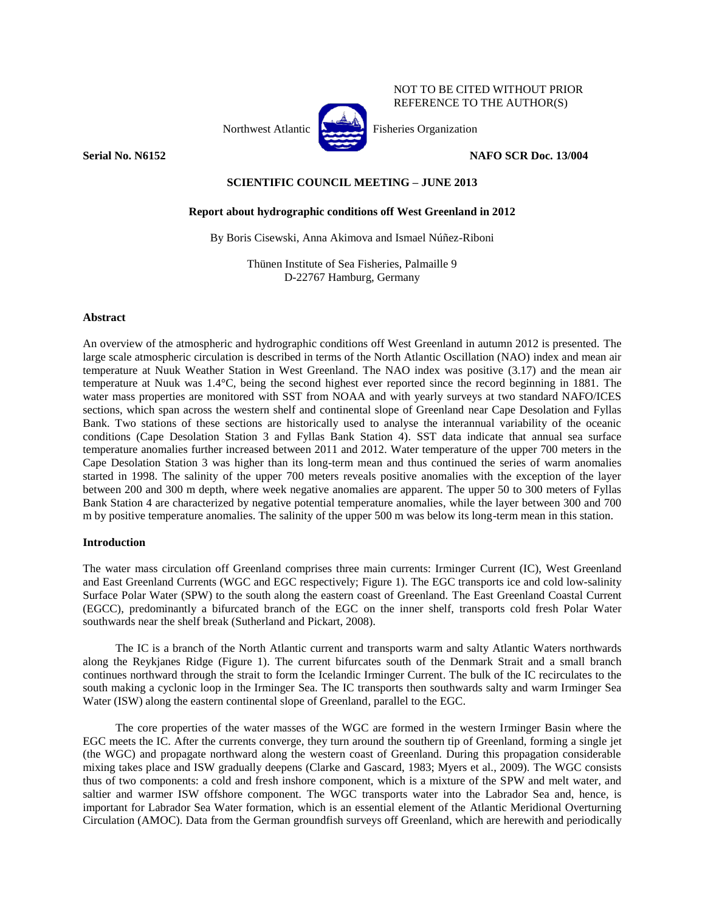NOT TO BE CITED WITHOUT PRIOR REFERENCE TO THE AUTHOR(S)

Northwest Atlantic Fisheries Organization

**Serial No. N6152** **NAFO SCR Doc. 13/004**

**SCIENTIFIC COUNCIL MEETING – JUNE 2013**

# Report about hydrographic conditions off West Greenland in 2012

By Boris Cisewski, Anna Akimova and Ismael Núñez-Riboni

Thünen Institute of Sea Fisheries, Palmaille 9
D-22767 Hamburg, Germany

## Abstract

An overview of the atmospheric and hydrographic conditions off West Greenland in autumn 2012 is presented. The large scale atmospheric circulation is described in terms of the North Atlantic Oscillation (NAO) index and mean air temperature at Nuuk Weather Station in West Greenland. The NAO index was positive (3.17) and the mean air temperature at Nuuk was 1.4°C, being the second highest ever reported since the record beginning in 1881. The water mass properties are monitored with SST from NOAA and with yearly surveys at two standard NAFO/ICES sections, which span across the western shelf and continental slope of Greenland near Cape Desolation and Fyllas Bank. Two stations of these sections are historically used to analyse the interannual variability of the oceanic conditions (Cape Desolation Station 3 and Fyllas Bank Station 4). SST data indicate that annual sea surface temperature anomalies further increased between 2011 and 2012. Water temperature of the upper 700 meters in the Cape Desolation Station 3 was higher than its long-term mean and thus continued the series of warm anomalies started in 1998. The salinity of the upper 700 meters reveals positive anomalies with the exception of the layer between 200 and 300 m depth, where week negative anomalies are apparent. The upper 50 to 300 meters of Fyllas Bank Station 4 are characterized by negative potential temperature anomalies, while the layer between 300 and 700 m by positive temperature anomalies. The salinity of the upper 500 m was below its long-term mean in this station.

## Introduction

The water mass circulation off Greenland comprises three main currents: Irminger Current (IC), West Greenland and East Greenland Currents (WGC and EGC respectively; Figure 1). The EGC transports ice and cold low-salinity Surface Polar Water (SPW) to the south along the eastern coast of Greenland. The East Greenland Coastal Current (EGCC), predominantly a bifurcated branch of the EGC on the inner shelf, transports cold fresh Polar Water southwards near the shelf break (Sutherland and Pickart, 2008).

The IC is a branch of the North Atlantic current and transports warm and salty Atlantic Waters northwards along the Reykjanes Ridge (Figure 1). The current bifurcates south of the Denmark Strait and a small branch continues northward through the strait to form the Icelandic Irminger Current. The bulk of the IC recirculates to the south making a cyclonic loop in the Irminger Sea. The IC transports then southwards salty and warm Irminger Sea Water (ISW) along the eastern continental slope of Greenland, parallel to the EGC.

The core properties of the water masses of the WGC are formed in the western Irminger Basin where the EGC meets the IC. After the currents converge, they turn around the southern tip of Greenland, forming a single jet (the WGC) and propagate northward along the western coast of Greenland. During this propagation considerable mixing takes place and ISW gradually deepens (Clarke and Gascard, 1983; Myers et al., 2009). The WGC consists thus of two components: a cold and fresh inshore component, which is a mixture of the SPW and melt water, and saltier and warmer ISW offshore component. The WGC transports water into the Labrador Sea and, hence, is important for Labrador Sea Water formation, which is an essential element of the Atlantic Meridional Overturning Circulation (AMOC). Data from the German groundfish surveys off Greenland, which are herewith and periodically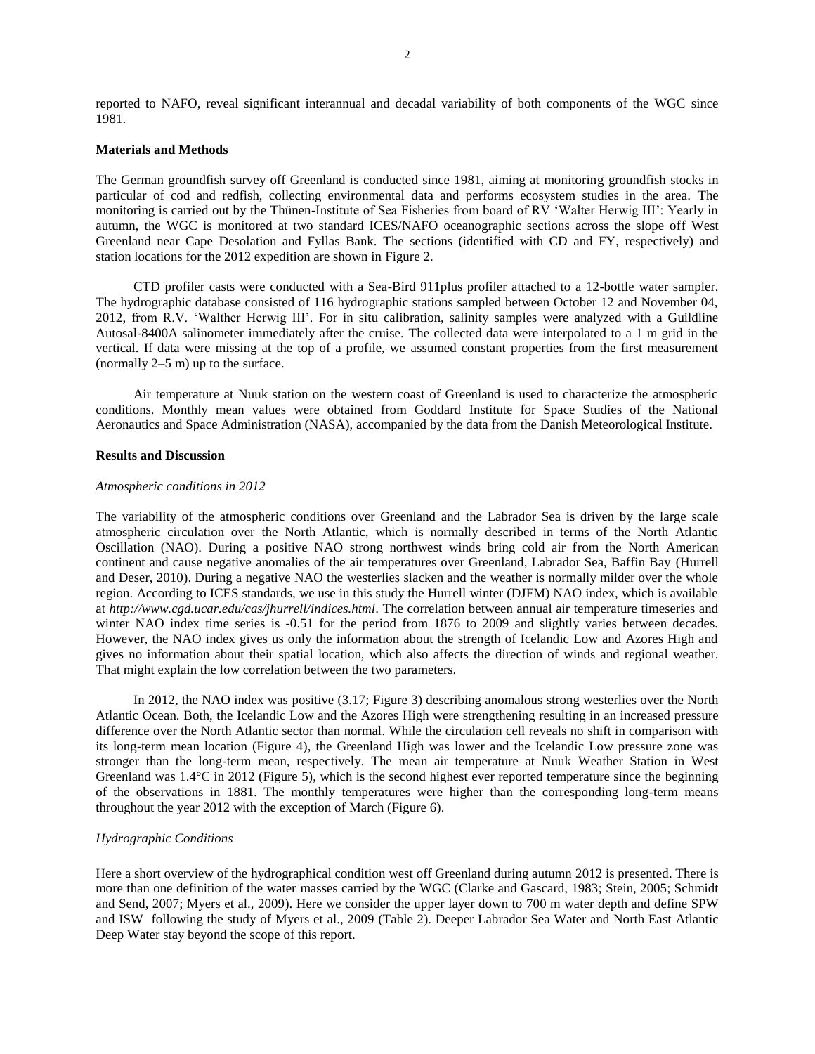reported to NAFO, reveal significant interannual and decadal variability of both components of the WGC since 1981.

**Materials and Methods**

The German groundfish survey off Greenland is conducted since 1981, aiming at monitoring groundfish stocks in particular of cod and redfish, collecting environmental data and performs ecosystem studies in the area. The monitoring is carried out by the Thünen-Institute of Sea Fisheries from board of RV 'Walter Herwig III': Yearly in autumn, the WGC is monitored at two standard ICES/NAFO oceanographic sections across the slope off West Greenland near Cape Desolation and Fyllas Bank. The sections (identified with CD and FY, respectively) and station locations for the 2012 expedition are shown in Figure 2.

CTD profiler casts were conducted with a Sea-Bird 911plus profiler attached to a 12-bottle water sampler. The hydrographic database consisted of 116 hydrographic stations sampled between October 12 and November 04, 2012, from R.V. 'Walther Herwig III'. For in situ calibration, salinity samples were analyzed with a Guildline Autosal-8400A salinometer immediately after the cruise. The collected data were interpolated to a 1 m grid in the vertical. If data were missing at the top of a profile, we assumed constant properties from the first measurement (normally 2–5 m) up to the surface.

Air temperature at Nuuk station on the western coast of Greenland is used to characterize the atmospheric conditions. Monthly mean values were obtained from Goddard Institute for Space Studies of the National Aeronautics and Space Administration (NASA), accompanied by the data from the Danish Meteorological Institute.

**Results and Discussion**

*Atmospheric conditions in 2012*

The variability of the atmospheric conditions over Greenland and the Labrador Sea is driven by the large scale atmospheric circulation over the North Atlantic, which is normally described in terms of the North Atlantic Oscillation (NAO). During a positive NAO strong northwest winds bring cold air from the North American continent and cause negative anomalies of the air temperatures over Greenland, Labrador Sea, Baffin Bay (Hurrell and Deser, 2010). During a negative NAO the westerlies slacken and the weather is normally milder over the whole region. According to ICES standards, we use in this study the Hurrell winter (DJFM) NAO index, which is available at *http://www.cgd.ucar.edu/cas/jhurrell/indices.html*. The correlation between annual air temperature timeseries and winter NAO index time series is -0.51 for the period from 1876 to 2009 and slightly varies between decades. However, the NAO index gives us only the information about the strength of Icelandic Low and Azores High and gives no information about their spatial location, which also affects the direction of winds and regional weather. That might explain the low correlation between the two parameters.

In 2012, the NAO index was positive (3.17; Figure 3) describing anomalous strong westerlies over the North Atlantic Ocean. Both, the Icelandic Low and the Azores High were strengthening resulting in an increased pressure difference over the North Atlantic sector than normal. While the circulation cell reveals no shift in comparison with its long-term mean location (Figure 4), the Greenland High was lower and the Icelandic Low pressure zone was stronger than the long-term mean, respectively. The mean air temperature at Nuuk Weather Station in West Greenland was 1.4°C in 2012 (Figure 5), which is the second highest ever reported temperature since the beginning of the observations in 1881. The monthly temperatures were higher than the corresponding long-term means throughout the year 2012 with the exception of March (Figure 6).

*Hydrographic Conditions*

Here a short overview of the hydrographical condition west off Greenland during autumn 2012 is presented. There is more than one definition of the water masses carried by the WGC (Clarke and Gascard, 1983; Stein, 2005; Schmidt and Send, 2007; Myers et al., 2009). Here we consider the upper layer down to 700 m water depth and define SPW and ISW following the study of Myers et al., 2009 (Table 2). Deeper Labrador Sea Water and North East Atlantic Deep Water stay beyond the scope of this report.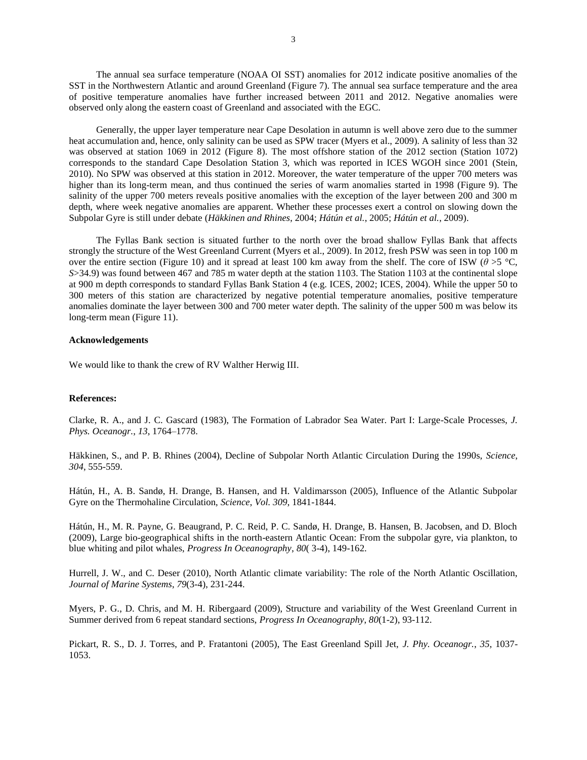The annual sea surface temperature (NOAA OI SST) anomalies for 2012 indicate positive anomalies of the SST in the Northwestern Atlantic and around Greenland (Figure 7). The annual sea surface temperature and the area of positive temperature anomalies have further increased between 2011 and 2012. Negative anomalies were observed only along the eastern coast of Greenland and associated with the EGC.

Generally, the upper layer temperature near Cape Desolation in autumn is well above zero due to the summer heat accumulation and, hence, only salinity can be used as SPW tracer (Myers et al., 2009). A salinity of less than 32 was observed at station 1069 in 2012 (Figure 8). The most offshore station of the 2012 section (Station 1072) corresponds to the standard Cape Desolation Station 3, which was reported in ICES WGOH since 2001 (Stein, 2010). No SPW was observed at this station in 2012. Moreover, the water temperature of the upper 700 meters was higher than its long-term mean, and thus continued the series of warm anomalies started in 1998 (Figure 9). The salinity of the upper 700 meters reveals positive anomalies with the exception of the layer between 200 and 300 m depth, where week negative anomalies are apparent. Whether these processes exert a control on slowing down the Subpolar Gyre is still under debate (*Häkkinen and Rhines*, 2004; *Hátún et al.*, 2005; *Hátún et al.*, 2009).

The Fyllas Bank section is situated further to the north over the broad shallow Fyllas Bank that affects strongly the structure of the West Greenland Current (Myers et al., 2009). In 2012, fresh PSW was seen in top 100 m over the entire section (Figure 10) and it spread at least 100 km away from the shelf. The core of ISW ($\theta$ >5 °C, *S*>34.9) was found between 467 and 785 m water depth at the station 1103. The Station 1103 at the continental slope at 900 m depth corresponds to standard Fyllas Bank Station 4 (e.g. ICES, 2002; ICES, 2004). While the upper 50 to 300 meters of this station are characterized by negative potential temperature anomalies, positive temperature anomalies dominate the layer between 300 and 700 meter water depth. The salinity of the upper 500 m was below its long-term mean (Figure 11).

**Acknowledgements**

We would like to thank the crew of RV Walther Herwig III.

**References:**

Clarke, R. A., and J. C. Gascard (1983), The Formation of Labrador Sea Water. Part I: Large-Scale Processes, *J. Phys. Oceanogr.*, *13*, 1764–1778.

Häkkinen, S., and P. B. Rhines (2004), Decline of Subpolar North Atlantic Circulation During the 1990s, *Science*, *304*, 555-559.

Hátún, H., A. B. Sandø, H. Drange, B. Hansen, and H. Valdimarsson (2005), Influence of the Atlantic Subpolar Gyre on the Thermohaline Circulation, *Science*, *Vol. 309*, 1841-1844.

Hátún, H., M. R. Payne, G. Beaugrand, P. C. Reid, P. C. Sandø, H. Drange, B. Hansen, B. Jacobsen, and D. Bloch (2009), Large bio-geographical shifts in the north-eastern Atlantic Ocean: From the subpolar gyre, via plankton, to blue whiting and pilot whales, *Progress In Oceanography*, *80*( 3-4), 149-162.

Hurrell, J. W., and C. Deser (2010), North Atlantic climate variability: The role of the North Atlantic Oscillation, *Journal of Marine Systems*, *79*(3-4), 231-244.

Myers, P. G., D. Chris, and M. H. Ribergaard (2009), Structure and variability of the West Greenland Current in Summer derived from 6 repeat standard sections, *Progress In Oceanography*, *80*(1-2), 93-112.

Pickart, R. S., D. J. Torres, and P. Fratantoni (2005), The East Greenland Spill Jet, *J. Phy. Oceanogr.*, *35*, 1037-1053.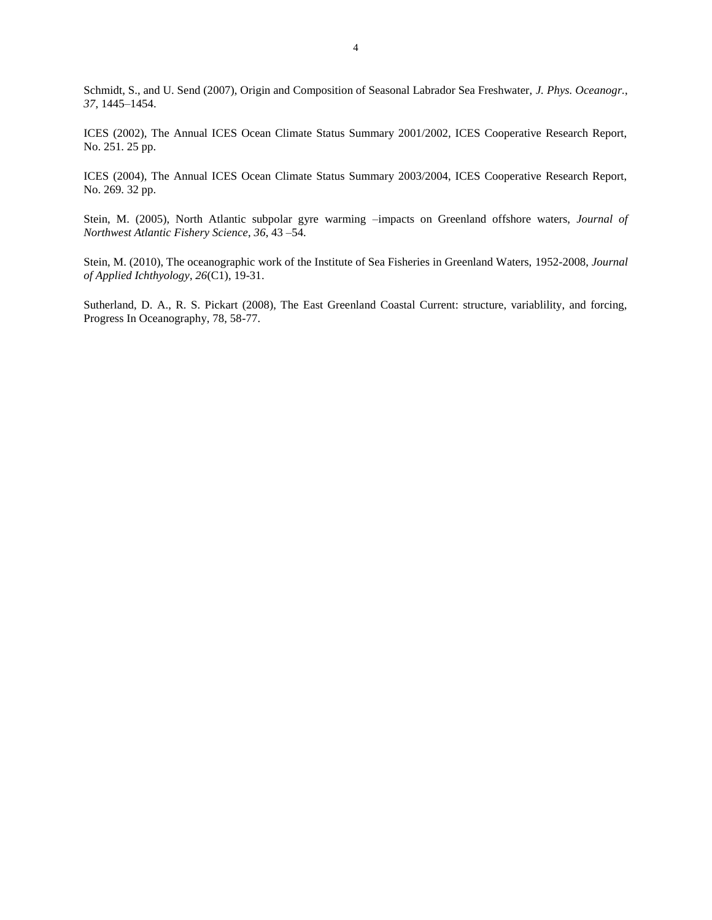Schmidt, S., and U. Send (2007), Origin and Composition of Seasonal Labrador Sea Freshwater, *J. Phys. Oceanogr.*, *37*, 1445–1454.

ICES (2002), The Annual ICES Ocean Climate Status Summary 2001/2002, ICES Cooperative Research Report, No. 251. 25 pp.

ICES (2004), The Annual ICES Ocean Climate Status Summary 2003/2004, ICES Cooperative Research Report, No. 269. 32 pp.

Stein, M. (2005), North Atlantic subpolar gyre warming –impacts on Greenland offshore waters, *Journal of Northwest Atlantic Fishery Science*, *36*, 43 –54.

Stein, M. (2010), The oceanographic work of the Institute of Sea Fisheries in Greenland Waters, 1952-2008, *Journal of Applied Ichthyology*, *26*(C1), 19-31.

Sutherland, D. A., R. S. Pickart (2008), The East Greenland Coastal Current: structure, variablility, and forcing, Progress In Oceanography, 78, 58-77.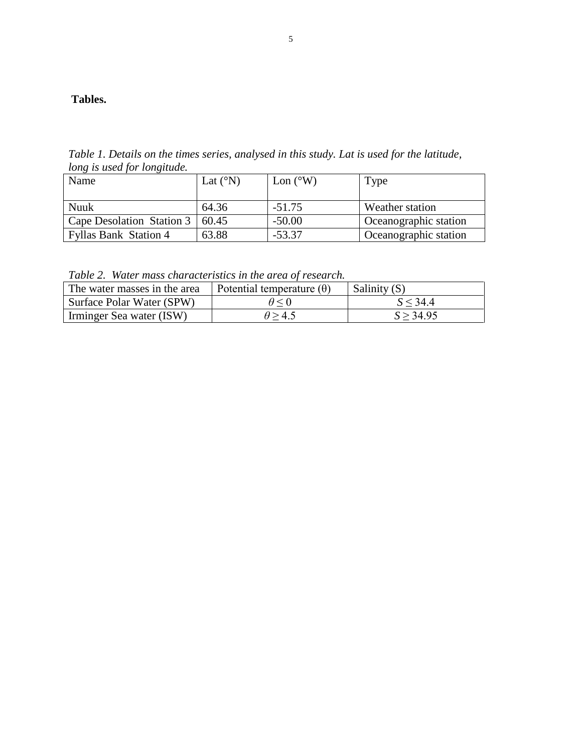**Tables.**

*Table 1. Details on the times series, analysed in this study. Lat is used for the latitude, long is used for longitude.*

| Name | Lat (°N) | Lon (°W) | Type |
|---|---|---|---|
| Nuuk | 64.36 | -51.75 | Weather station |
| Cape Desolation Station 3 | 60.45 | -50.00 | Oceanographic station |
| Fyllas Bank Station 4 | 63.88 | -53.37 | Oceanographic station |

*Table 2. Water mass characteristics in the area of research.*

| The water masses in the area | Potential temperature (θ) | Salinity (S) |
|---|---|---|
| Surface Polar Water (SPW) | $\theta \leq 0$ | $S \leq 34.4$ |
| Irminger Sea water (ISW) | $\theta \geq 4.5$ | $S \geq 34.95$ |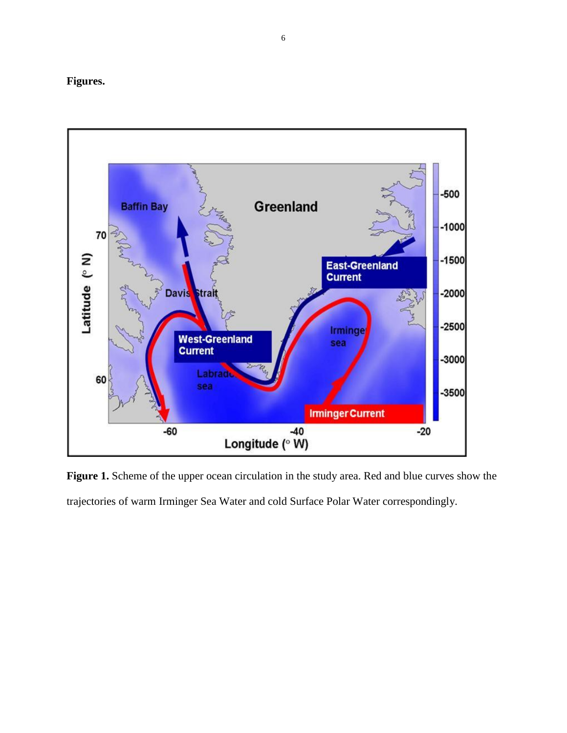**Figures.**

**Figure 1.** Scheme of the upper ocean circulation in the study area. Red and blue curves show the trajectories of warm Irminger Sea Water and cold Surface Polar Water correspondingly.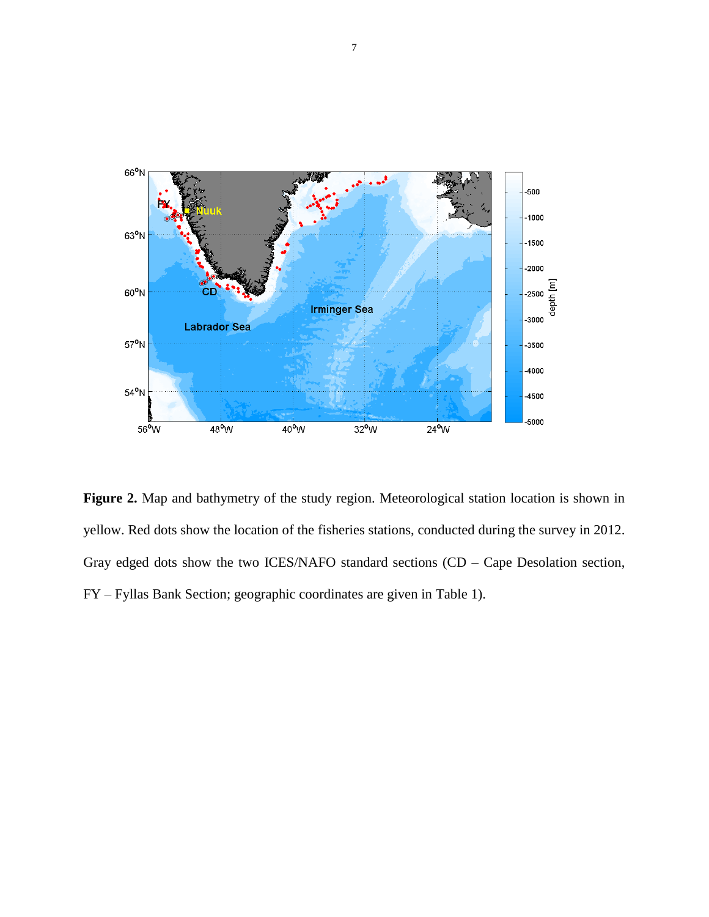**Figure 2.** Map and bathymetry of the study region. Meteorological station location is shown in yellow. Red dots show the location of the fisheries stations, conducted during the survey in 2012. Gray edged dots show the two ICES/NAFO standard sections (CD – Cape Desolation section, FY – Fyllas Bank Section; geographic coordinates are given in Table 1).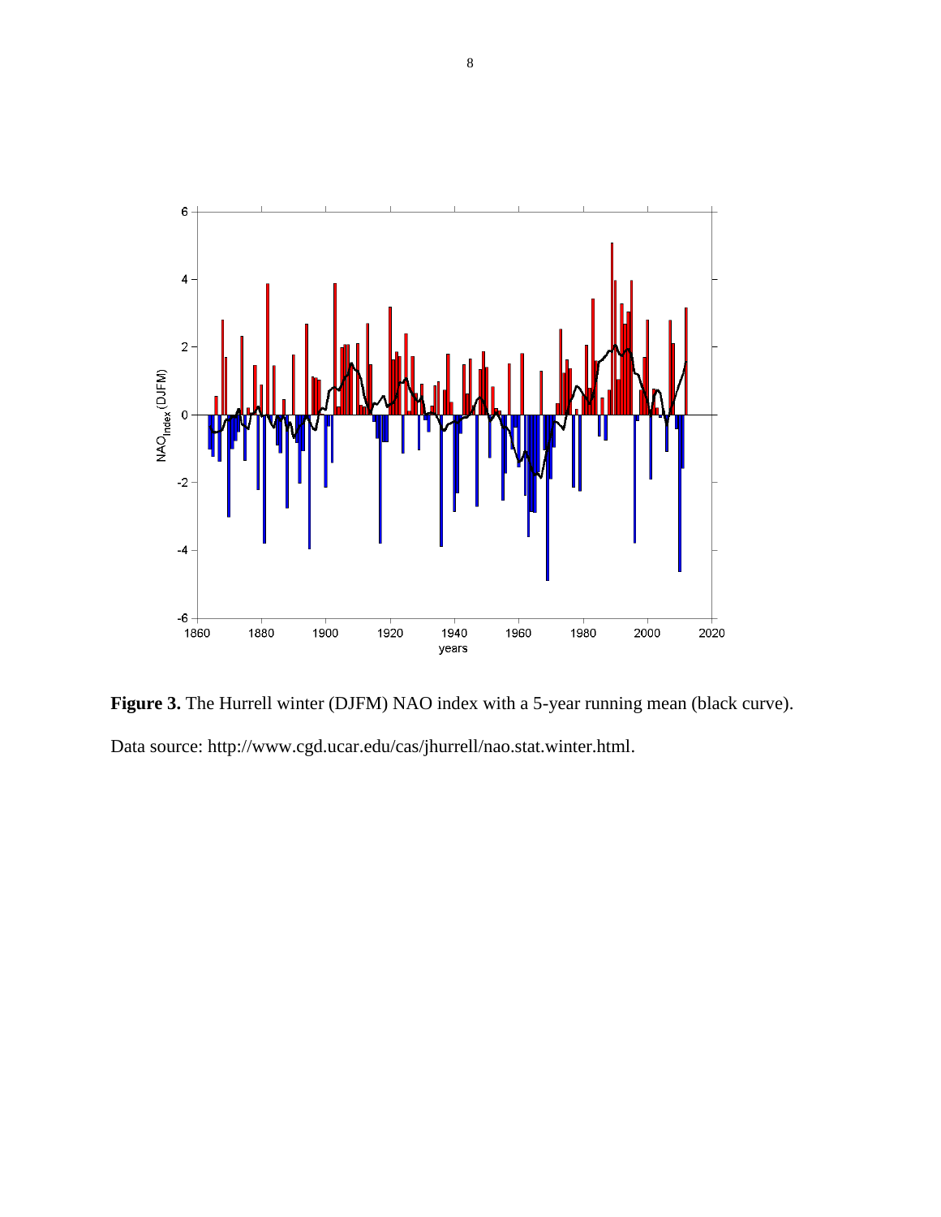**Figure 3.** The Hurrell winter (DJFM) NAO index with a 5-year running mean (black curve). Data source: http://www.cgd.ucar.edu/cas/jhurrell/nao.stat.winter.html.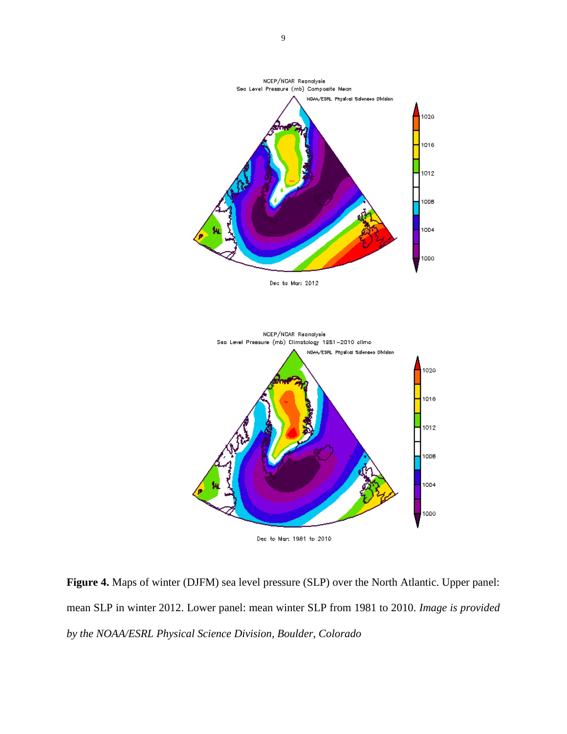**Figure 4.** Maps of winter (DJFM) sea level pressure (SLP) over the North Atlantic. Upper panel: mean SLP in winter 2012. Lower panel: mean winter SLP from 1981 to 2010. *Image is provided by the NOAA/ESRL Physical Science Division, Boulder, Colorado*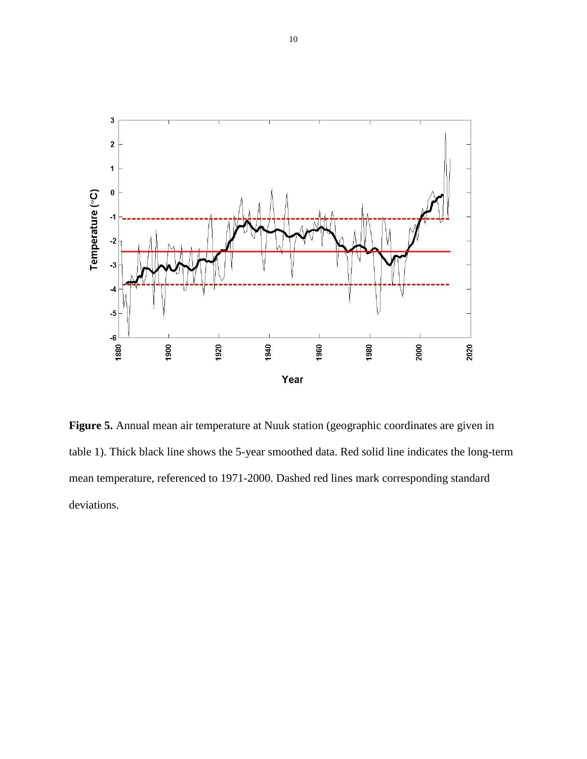**Figure 5.** Annual mean air temperature at Nuuk station (geographic coordinates are given in table 1). Thick black line shows the 5-year smoothed data. Red solid line indicates the long-term mean temperature, referenced to 1971-2000. Dashed red lines mark corresponding standard deviations.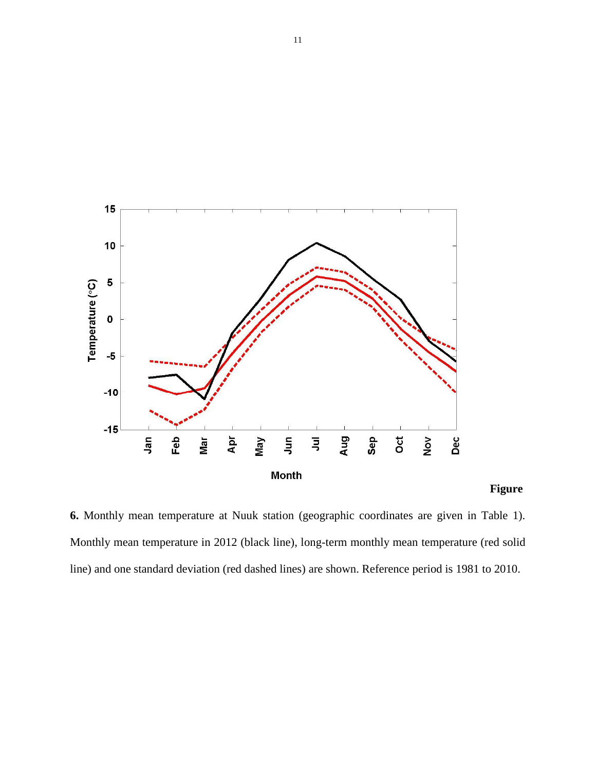**Figure 6.** Monthly mean temperature at Nuuk station (geographic coordinates are given in Table 1). Monthly mean temperature in 2012 (black line), long-term monthly mean temperature (red solid line) and one standard deviation (red dashed lines) are shown. Reference period is 1981 to 2010.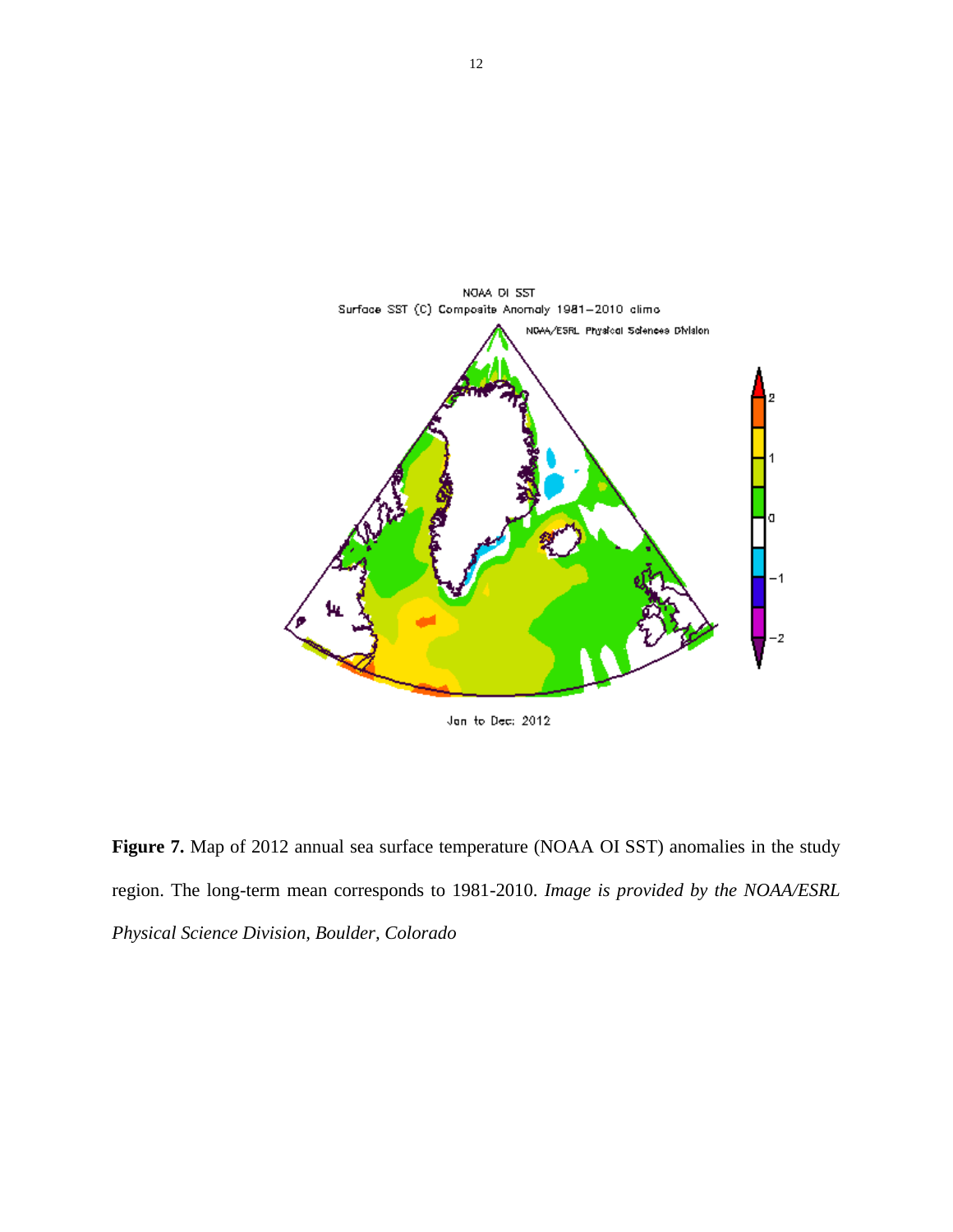**Figure 7.** Map of 2012 annual sea surface temperature (NOAA OI SST) anomalies in the study region. The long-term mean corresponds to 1981-2010. *Image is provided by the NOAA/ESRL Physical Science Division, Boulder, Colorado*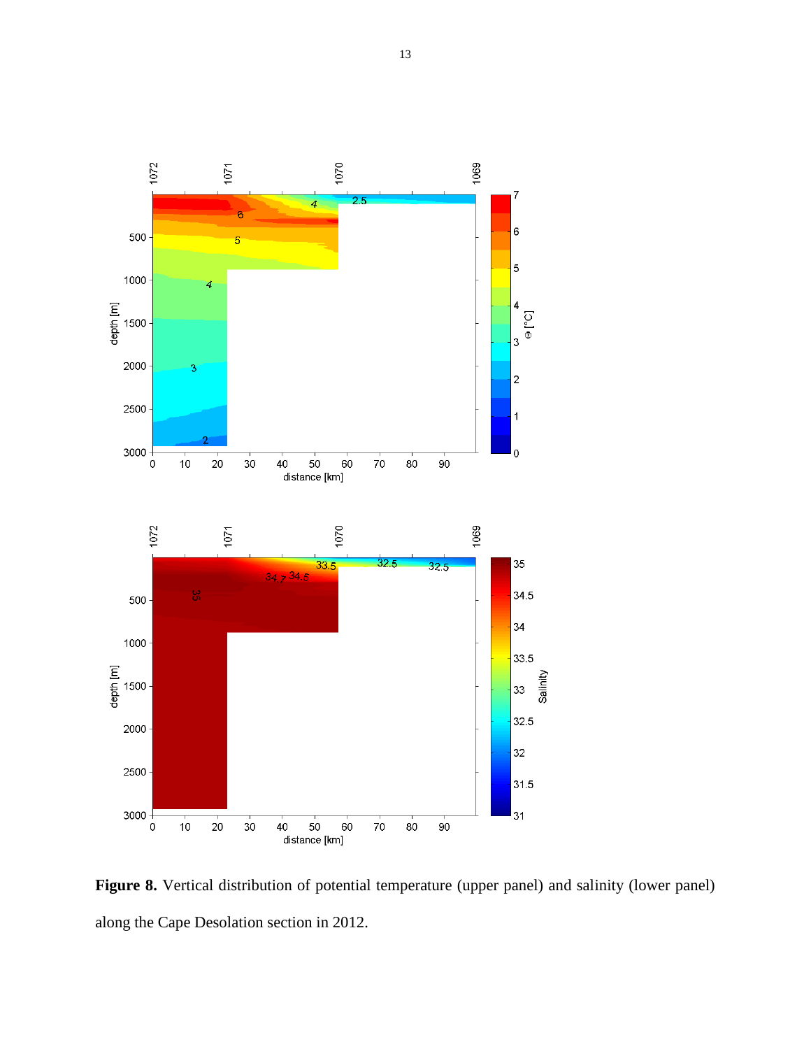**Figure 8.** Vertical distribution of potential temperature (upper panel) and salinity (lower panel) along the Cape Desolation section in 2012.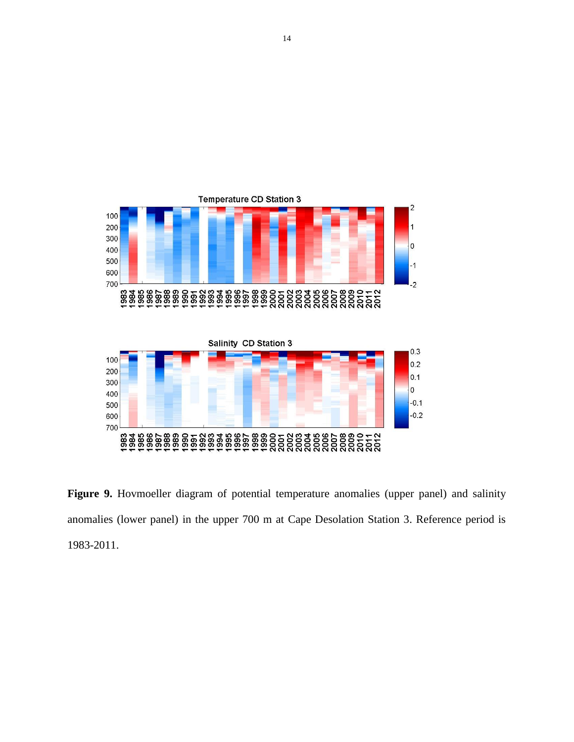**Figure 9.** Hovmoeller diagram of potential temperature anomalies (upper panel) and salinity anomalies (lower panel) in the upper 700 m at Cape Desolation Station 3. Reference period is 1983-2011.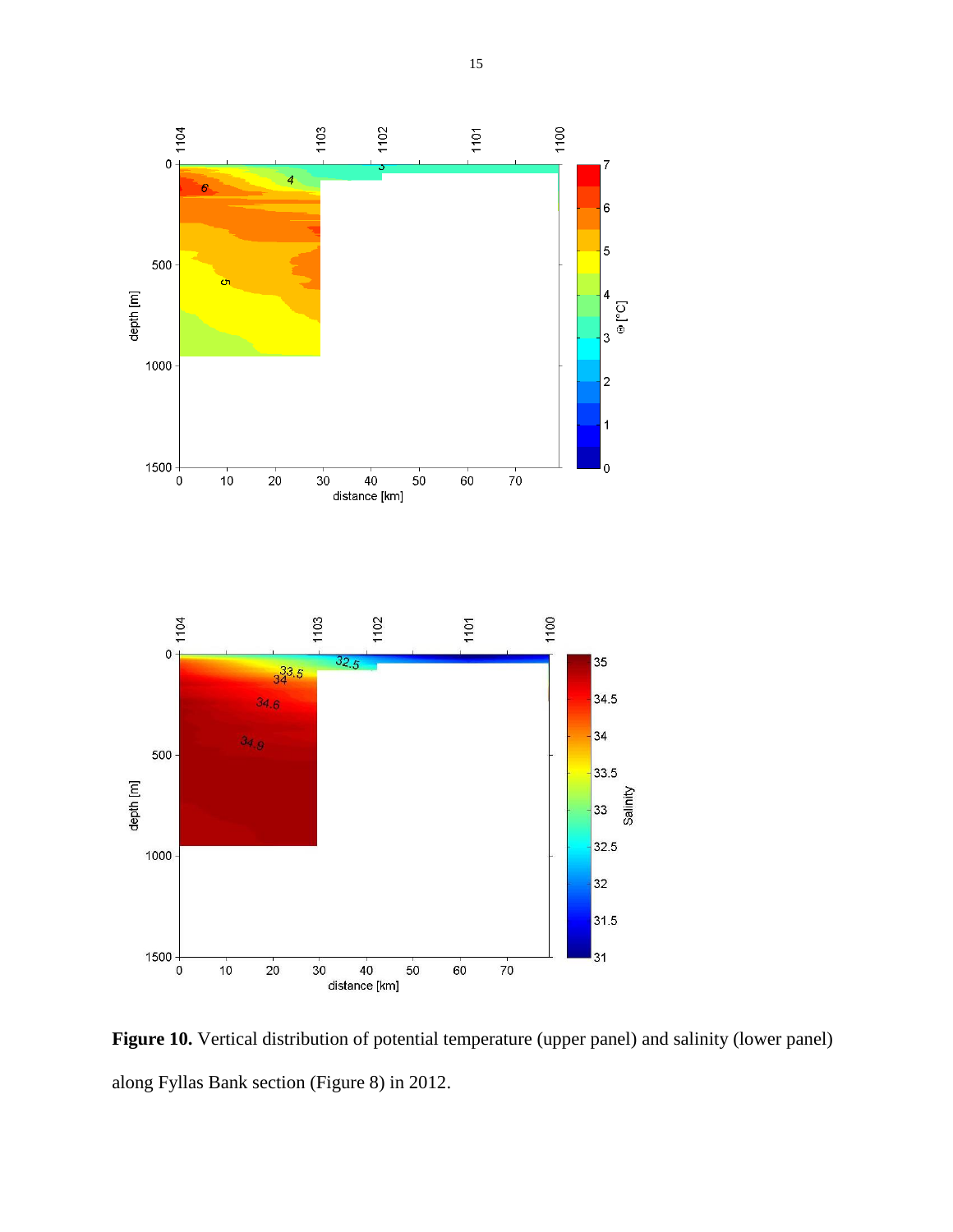**Figure 10.** Vertical distribution of potential temperature (upper panel) and salinity (lower panel) along Fyllas Bank section (Figure 8) in 2012.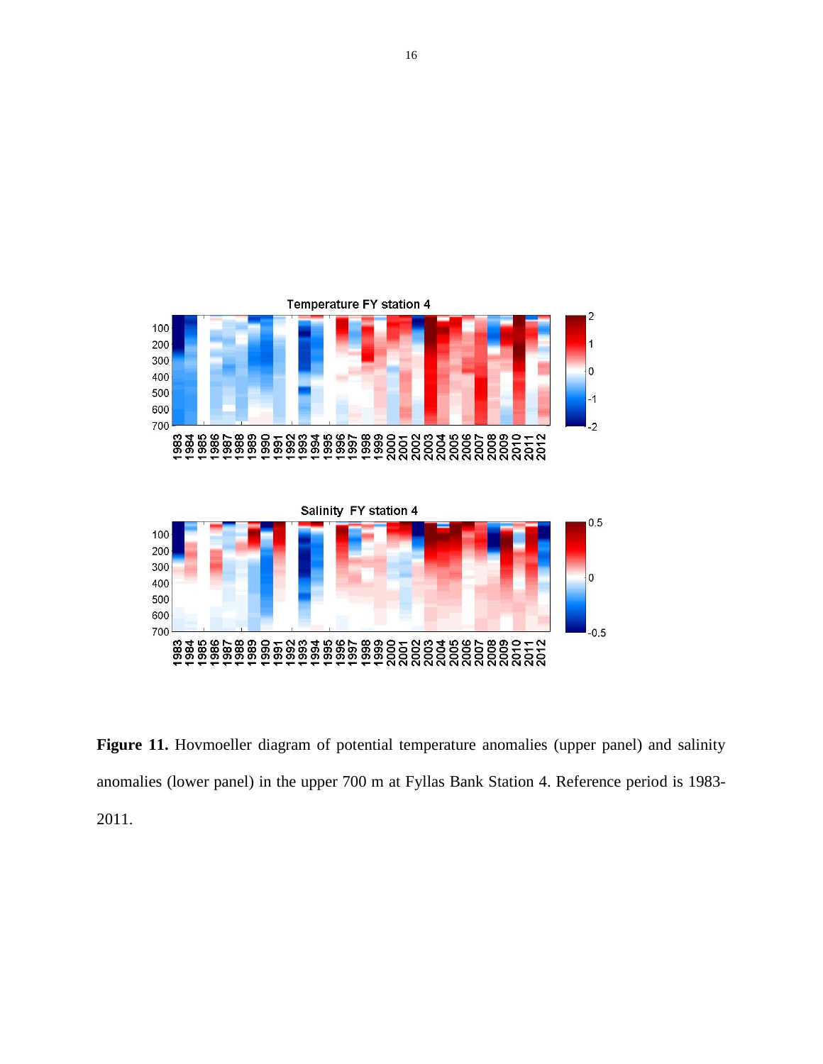Temperature FY station 4

100
200
300
400
500
600
700

1983 1984 1985 1986 1987 1988 1989 1990 1991 1992 1993 1994 1995 1996 1997 1998 1999 2000 2001 2002 2003 2004 2005 2006 2007 2008 2009 2010 2011 2012

2
1
0
-1
-2

Salinity FY station 4

100
200
300
400
500
600
700

1983 1984 1985 1986 1987 1988 1989 1990 1991 1992 1993 1994 1995 1996 1997 1998 1999 2000 2001 2002 2003 2004 2005 2006 2007 2008 2009 2010 2011 2012

0.5
0
-0.5

**Figure 11.** Hovmoeller diagram of potential temperature anomalies (upper panel) and salinity anomalies (lower panel) in the upper 700 m at Fyllas Bank Station 4. Reference period is 1983-2011.